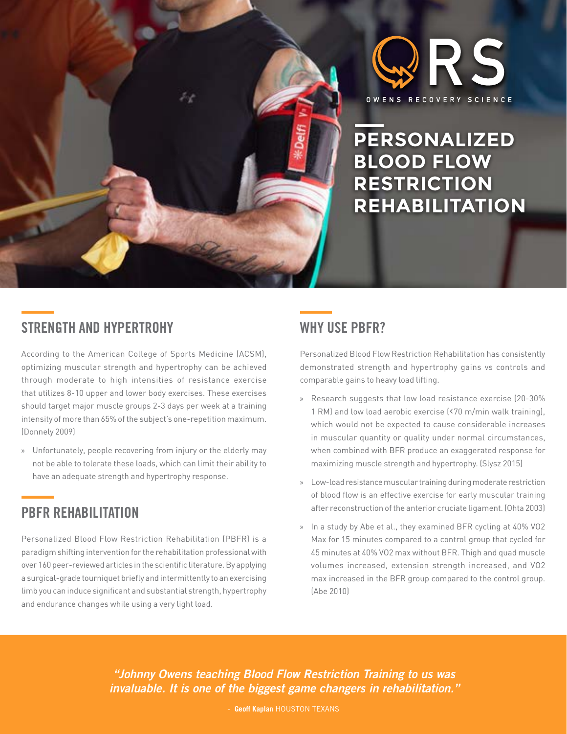ORS

OWENS RECOVERY SCIENCE

# PERSONALIZED BLOOD FLOW RESTRICTION REHABILITATION

## STRENGTH AND HYPERTROHY

According to the American College of Sports Medicine (ACSM), optimizing muscular strength and hypertrophy can be achieved through moderate to high intensities of resistance exercise that utilizes 8-10 upper and lower body exercises. These exercises should target major muscle groups 2-3 days per week at a training intensity of more than 65% of the subject's one-repetition maximum. (Donnely 2009)

» Unfortunately, people recovering from injury or the elderly may not be able to tolerate these loads, which can limit their ability to have an adequate strength and hypertrophy response.

## PBFR REHABILITATION

Personalized Blood Flow Restriction Rehabilitation (PBFR) is a paradigm shifting intervention for the rehabilitation professional with over 160 peer-reviewed articles in the scientific literature. By applying a surgical-grade tourniquet briefly and intermittently to an exercising limb you can induce significant and substantial strength, hypertrophy and endurance changes while using a very light load.

## WHY USE PBFR?

Personalized Blood Flow Restriction Rehabilitation has consistently demonstrated strength and hypertrophy gains vs controls and comparable gains to heavy load lifting.

» Research suggests that low load resistance exercise (20-30% 1 RM) and low load aerobic exercise (<70 m/min walk training), which would not be expected to cause considerable increases in muscular quantity or quality under normal circumstances, when combined with BFR produce an exaggerated response for maximizing muscle strength and hypertrophy. (Slysz 2015)

» Low-load resistance muscular training during moderate restriction of blood flow is an effective exercise for early muscular training after reconstruction of the anterior cruciate ligament. (Ohta 2003)

» In a study by Abe et al., they examined BFR cycling at 40% VO2 Max for 15 minutes compared to a control group that cycled for 45 minutes at 40% VO2 max without BFR. Thigh and quad muscle volumes increased, extension strength increased, and VO2 max increased in the BFR group compared to the control group. (Abe 2010)

*"Johnny Owens teaching Blood Flow Restriction Training to us was invaluable. It is one of the biggest game changers in rehabilitation."*

\- **Geoff Kaplan** HOUSTON TEXANS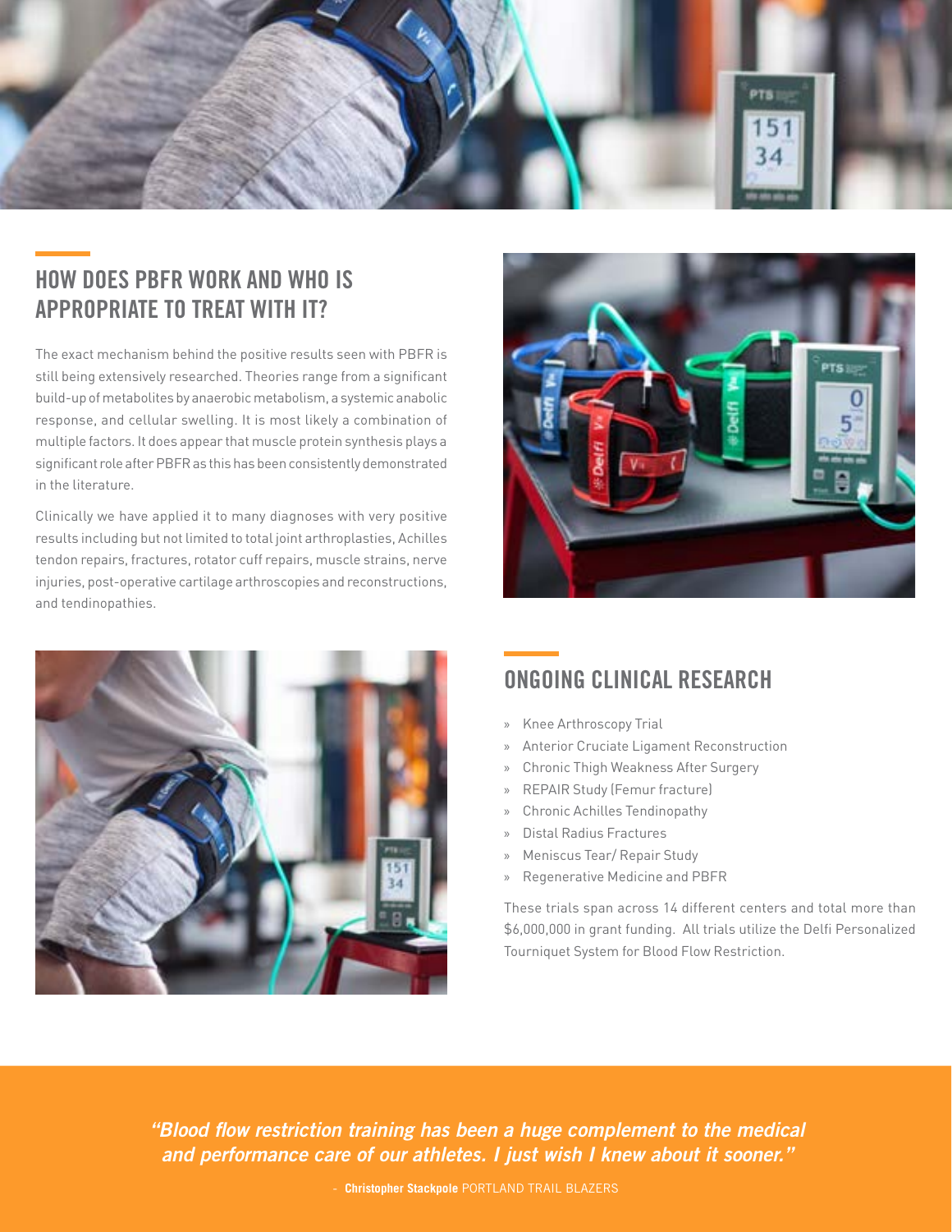## HOW DOES PBFR WORK AND WHO IS APPROPRIATE TO TREAT WITH IT?

The exact mechanism behind the positive results seen with PBFR is still being extensively researched. Theories range from a significant build-up of metabolites by anaerobic metabolism, a systemic anabolic response, and cellular swelling. It is most likely a combination of multiple factors. It does appear that muscle protein synthesis plays a significant role after PBFR as this has been consistently demonstrated in the literature.

Clinically we have applied it to many diagnoses with very positive results including but not limited to total joint arthroplasties, Achilles tendon repairs, fractures, rotator cuff repairs, muscle strains, nerve injuries, post-operative cartilage arthroscopies and reconstructions, and tendinopathies.

## ONGOING CLINICAL RESEARCH

- Knee Arthroscopy Trial
- Anterior Cruciate Ligament Reconstruction
- Chronic Thigh Weakness After Surgery
- REPAIR Study (Femur fracture)
- Chronic Achilles Tendinopathy
- Distal Radius Fractures
- Meniscus Tear/ Repair Study
- Regenerative Medicine and PBFR

These trials span across 14 different centers and total more than $6,000,000 in grant funding. All trials utilize the Delfi Personalized Tourniquet System for Blood Flow Restriction.

***"Blood flow restriction training has been a huge complement to the medical and performance care of our athletes. I just wish I knew about it sooner."***

\- **Christopher Stackpole** PORTLAND TRAIL BLAZERS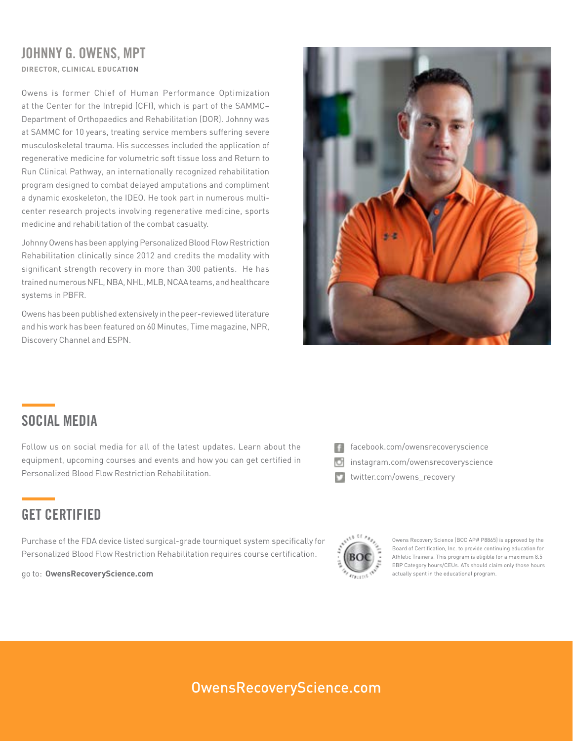# JOHNNY G. OWENS, MPT

**DIRECTOR, CLINICAL EDUCATION**

Owens is former Chief of Human Performance Optimization at the Center for the Intrepid (CFI), which is part of the SAMMC–Department of Orthopaedics and Rehabilitation (DOR). Johnny was at SAMMC for 10 years, treating service members suffering severe musculoskeletal trauma. His successes included the application of regenerative medicine for volumetric soft tissue loss and Return to Run Clinical Pathway, an internationally recognized rehabilitation program designed to combat delayed amputations and compliment a dynamic exoskeleton, the IDEO. He took part in numerous multi-center research projects involving regenerative medicine, sports medicine and rehabilitation of the combat casualty.

Johnny Owens has been applying Personalized Blood Flow Restriction Rehabilitation clinically since 2012 and credits the modality with significant strength recovery in more than 300 patients. He has trained numerous NFL, NBA, NHL, MLB, NCAA teams, and healthcare systems in PBFR.

Owens has been published extensively in the peer-reviewed literature and his work has been featured on 60 Minutes, Time magazine, NPR, Discovery Channel and ESPN.

## SOCIAL MEDIA

Follow us on social media for all of the latest updates. Learn about the equipment, upcoming courses and events and how you can get certified in Personalized Blood Flow Restriction Rehabilitation.

- facebook.com/owensrecoveryscience
- instagram.com/owensrecoveryscience
- twitter.com/owens_recovery

## GET CERTIFIED

Purchase of the FDA device listed surgical-grade tourniquet system specifically for Personalized Blood Flow Restriction Rehabilitation requires course certification.

go to: **OwensRecoveryScience.com**

Owens Recovery Science (BOC AP# P8865) is approved by the Board of Certification, Inc. to provide continuing education for Athletic Trainers. This program is eligible for a maximum 8.5 EBP Category hours/CEUs. ATs should claim only those hours actually spent in the educational program.

OwensRecoveryScience.com